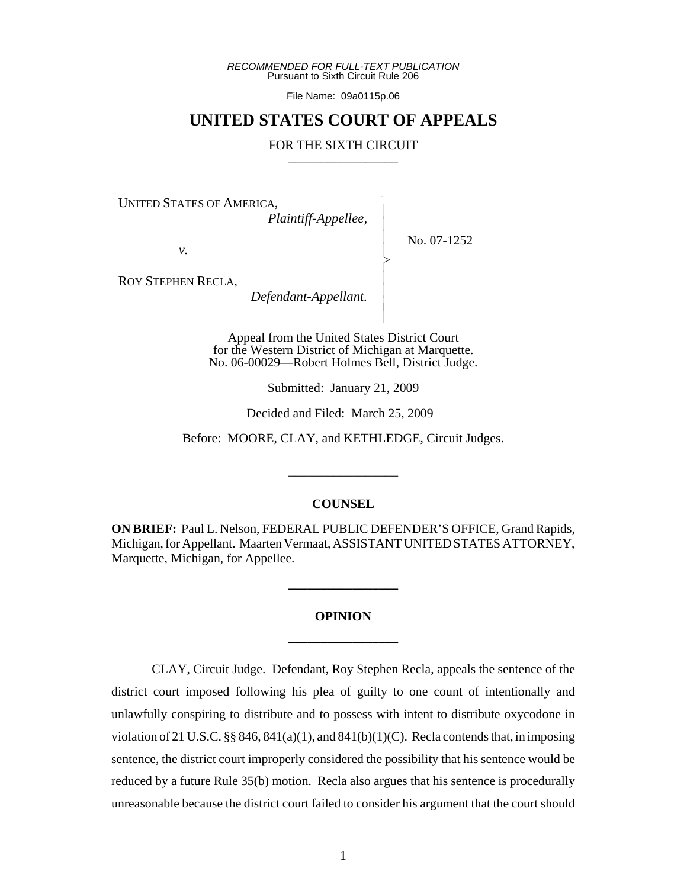*RECOMMENDED FOR FULL-TEXT PUBLICATION*
Pursuant to Sixth Circuit Rule 206

File Name: 09a0115p.06

# UNITED STATES COURT OF APPEALS

FOR THE SIXTH CIRCUIT

---

UNITED STATES OF AMERICA,
*Plaintiff-Appellee,*

*v.*

ROY STEPHEN RECLA,
*Defendant-Appellant.*

No. 07-1252

Appeal from the United States District Court
for the Western District of Michigan at Marquette.
No. 06-00029—Robert Holmes Bell, District Judge.

Submitted: January 21, 2009

Decided and Filed: March 25, 2009

Before: MOORE, CLAY, and KETHLEDGE, Circuit Judges.

---

## COUNSEL

**ON BRIEF:** Paul L. Nelson, FEDERAL PUBLIC DEFENDER'S OFFICE, Grand Rapids, Michigan, for Appellant. Maarten Vermaat, ASSISTANT UNITED STATES ATTORNEY, Marquette, Michigan, for Appellee.

---

## OPINION

---

CLAY, Circuit Judge. Defendant, Roy Stephen Recla, appeals the sentence of the district court imposed following his plea of guilty to one count of intentionally and unlawfully conspiring to distribute and to possess with intent to distribute oxycodone in violation of 21 U.S.C. §§ 846, 841(a)(1), and 841(b)(1)(C). Recla contends that, in imposing sentence, the district court improperly considered the possibility that his sentence would be reduced by a future Rule 35(b) motion. Recla also argues that his sentence is procedurally unreasonable because the district court failed to consider his argument that the court should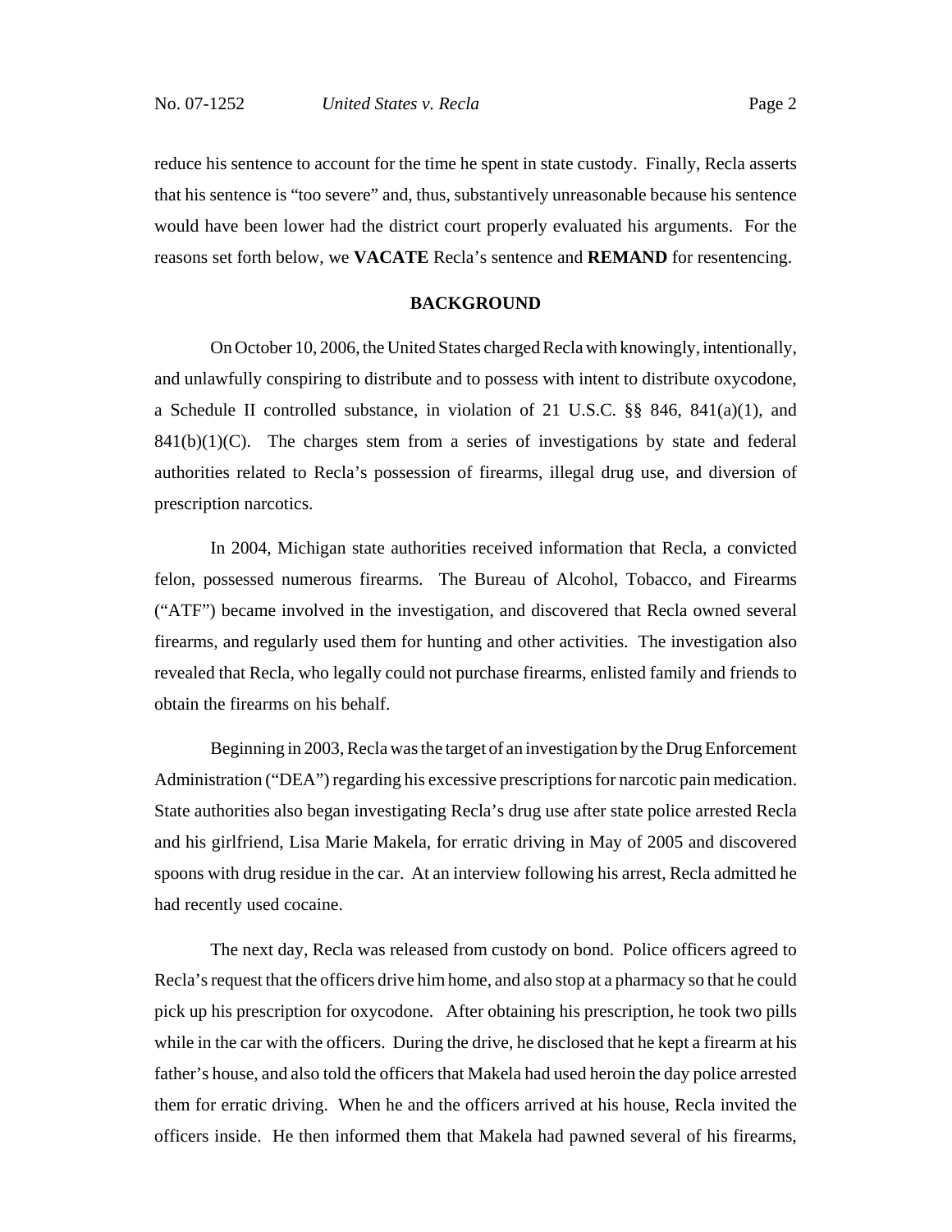reduce his sentence to account for the time he spent in state custody. Finally, Recla asserts that his sentence is "too severe" and, thus, substantively unreasonable because his sentence would have been lower had the district court properly evaluated his arguments. For the reasons set forth below, we **VACATE** Recla's sentence and **REMAND** for resentencing.

## BACKGROUND

On October 10, 2006, the United States charged Recla with knowingly, intentionally, and unlawfully conspiring to distribute and to possess with intent to distribute oxycodone, a Schedule II controlled substance, in violation of 21 U.S.C. §§ 846, 841(a)(1), and 841(b)(1)(C). The charges stem from a series of investigations by state and federal authorities related to Recla's possession of firearms, illegal drug use, and diversion of prescription narcotics.

In 2004, Michigan state authorities received information that Recla, a convicted felon, possessed numerous firearms. The Bureau of Alcohol, Tobacco, and Firearms ("ATF") became involved in the investigation, and discovered that Recla owned several firearms, and regularly used them for hunting and other activities. The investigation also revealed that Recla, who legally could not purchase firearms, enlisted family and friends to obtain the firearms on his behalf.

Beginning in 2003, Recla was the target of an investigation by the Drug Enforcement Administration ("DEA") regarding his excessive prescriptions for narcotic pain medication. State authorities also began investigating Recla's drug use after state police arrested Recla and his girlfriend, Lisa Marie Makela, for erratic driving in May of 2005 and discovered spoons with drug residue in the car. At an interview following his arrest, Recla admitted he had recently used cocaine.

The next day, Recla was released from custody on bond. Police officers agreed to Recla's request that the officers drive him home, and also stop at a pharmacy so that he could pick up his prescription for oxycodone. After obtaining his prescription, he took two pills while in the car with the officers. During the drive, he disclosed that he kept a firearm at his father's house, and also told the officers that Makela had used heroin the day police arrested them for erratic driving. When he and the officers arrived at his house, Recla invited the officers inside. He then informed them that Makela had pawned several of his firearms,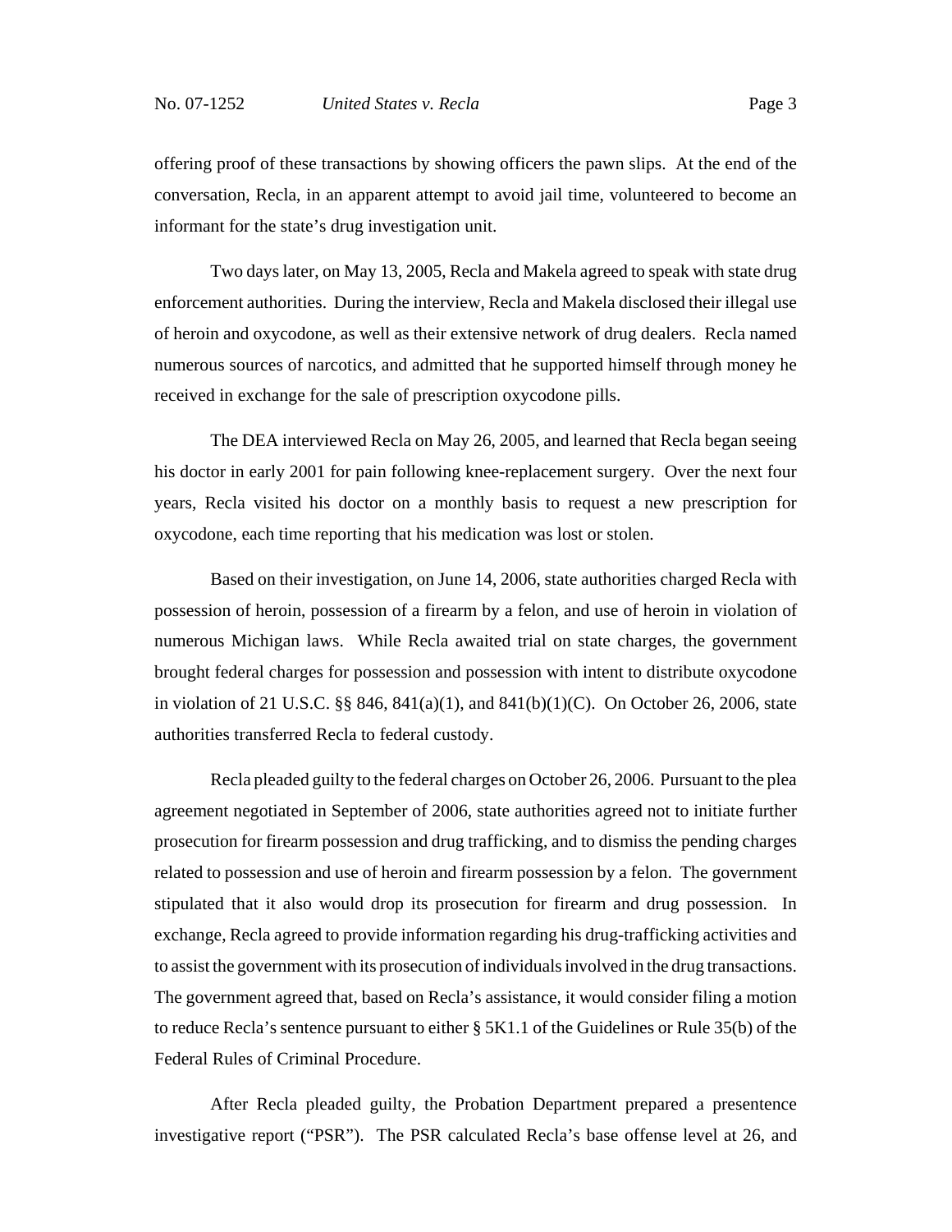offering proof of these transactions by showing officers the pawn slips. At the end of the conversation, Recla, in an apparent attempt to avoid jail time, volunteered to become an informant for the state's drug investigation unit.

Two days later, on May 13, 2005, Recla and Makela agreed to speak with state drug enforcement authorities. During the interview, Recla and Makela disclosed their illegal use of heroin and oxycodone, as well as their extensive network of drug dealers. Recla named numerous sources of narcotics, and admitted that he supported himself through money he received in exchange for the sale of prescription oxycodone pills.

The DEA interviewed Recla on May 26, 2005, and learned that Recla began seeing his doctor in early 2001 for pain following knee-replacement surgery. Over the next four years, Recla visited his doctor on a monthly basis to request a new prescription for oxycodone, each time reporting that his medication was lost or stolen.

Based on their investigation, on June 14, 2006, state authorities charged Recla with possession of heroin, possession of a firearm by a felon, and use of heroin in violation of numerous Michigan laws. While Recla awaited trial on state charges, the government brought federal charges for possession and possession with intent to distribute oxycodone in violation of 21 U.S.C. §§ 846, 841(a)(1), and 841(b)(1)(C). On October 26, 2006, state authorities transferred Recla to federal custody.

Recla pleaded guilty to the federal charges on October 26, 2006. Pursuant to the plea agreement negotiated in September of 2006, state authorities agreed not to initiate further prosecution for firearm possession and drug trafficking, and to dismiss the pending charges related to possession and use of heroin and firearm possession by a felon. The government stipulated that it also would drop its prosecution for firearm and drug possession. In exchange, Recla agreed to provide information regarding his drug-trafficking activities and to assist the government with its prosecution of individuals involved in the drug transactions. The government agreed that, based on Recla's assistance, it would consider filing a motion to reduce Recla's sentence pursuant to either § 5K1.1 of the Guidelines or Rule 35(b) of the Federal Rules of Criminal Procedure.

After Recla pleaded guilty, the Probation Department prepared a presentence investigative report ("PSR"). The PSR calculated Recla's base offense level at 26, and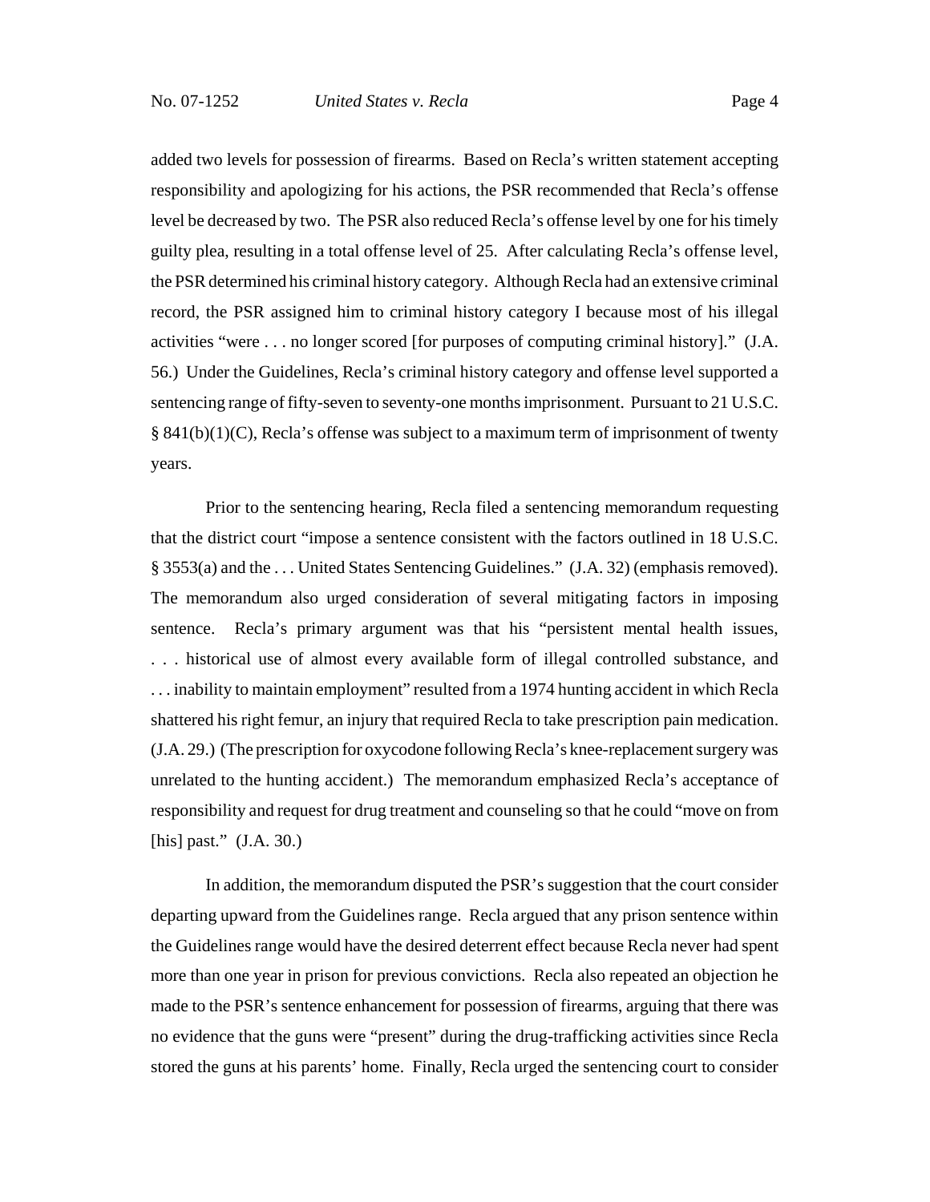added two levels for possession of firearms. Based on Recla's written statement accepting responsibility and apologizing for his actions, the PSR recommended that Recla's offense level be decreased by two. The PSR also reduced Recla's offense level by one for his timely guilty plea, resulting in a total offense level of 25. After calculating Recla's offense level, the PSR determined his criminal history category. Although Recla had an extensive criminal record, the PSR assigned him to criminal history category I because most of his illegal activities "were . . . no longer scored [for purposes of computing criminal history]." (J.A. 56.) Under the Guidelines, Recla's criminal history category and offense level supported a sentencing range of fifty-seven to seventy-one months imprisonment. Pursuant to 21 U.S.C. § 841(b)(1)(C), Recla's offense was subject to a maximum term of imprisonment of twenty years.

Prior to the sentencing hearing, Recla filed a sentencing memorandum requesting that the district court "impose a sentence consistent with the factors outlined in 18 U.S.C. § 3553(a) and the . . . United States Sentencing Guidelines." (J.A. 32) (emphasis removed). The memorandum also urged consideration of several mitigating factors in imposing sentence. Recla's primary argument was that his "persistent mental health issues, . . . historical use of almost every available form of illegal controlled substance, and . . . inability to maintain employment" resulted from a 1974 hunting accident in which Recla shattered his right femur, an injury that required Recla to take prescription pain medication. (J.A. 29.) (The prescription for oxycodone following Recla's knee-replacement surgery was unrelated to the hunting accident.) The memorandum emphasized Recla's acceptance of responsibility and request for drug treatment and counseling so that he could "move on from [his] past." (J.A. 30.)

In addition, the memorandum disputed the PSR's suggestion that the court consider departing upward from the Guidelines range. Recla argued that any prison sentence within the Guidelines range would have the desired deterrent effect because Recla never had spent more than one year in prison for previous convictions. Recla also repeated an objection he made to the PSR's sentence enhancement for possession of firearms, arguing that there was no evidence that the guns were "present" during the drug-trafficking activities since Recla stored the guns at his parents' home. Finally, Recla urged the sentencing court to consider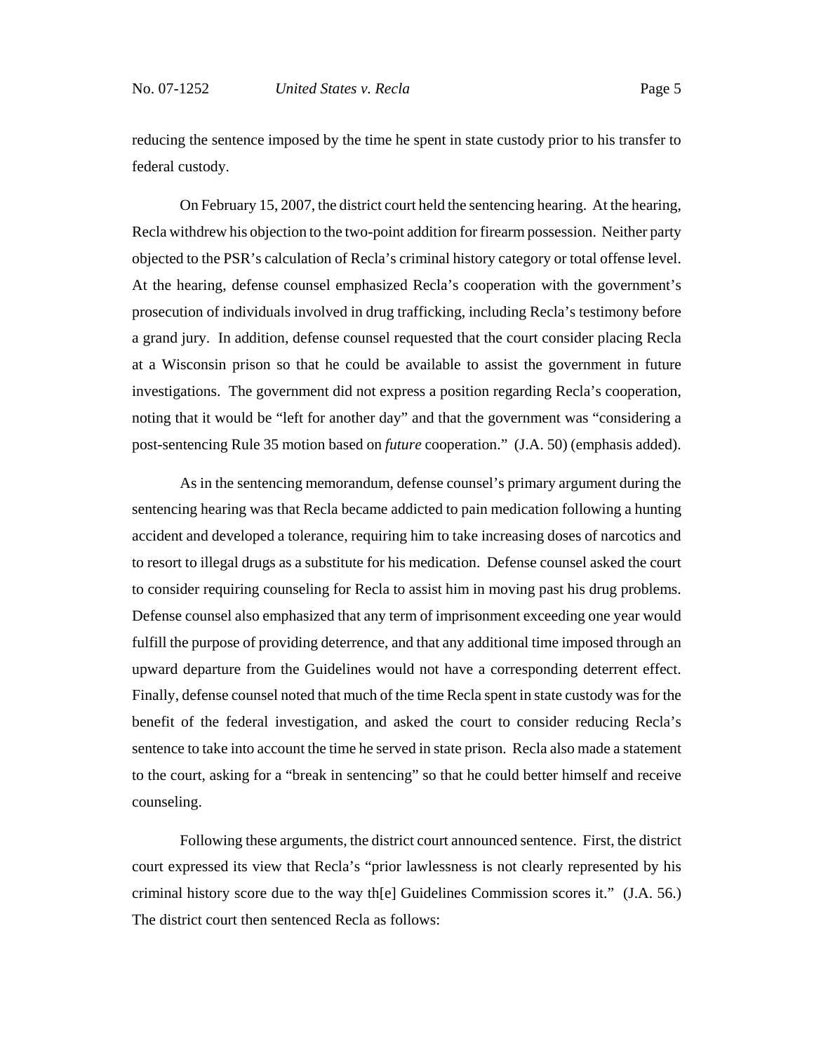reducing the sentence imposed by the time he spent in state custody prior to his transfer to federal custody.

On February 15, 2007, the district court held the sentencing hearing. At the hearing, Recla withdrew his objection to the two-point addition for firearm possession. Neither party objected to the PSR's calculation of Recla's criminal history category or total offense level. At the hearing, defense counsel emphasized Recla's cooperation with the government's prosecution of individuals involved in drug trafficking, including Recla's testimony before a grand jury. In addition, defense counsel requested that the court consider placing Recla at a Wisconsin prison so that he could be available to assist the government in future investigations. The government did not express a position regarding Recla's cooperation, noting that it would be "left for another day" and that the government was "considering a post-sentencing Rule 35 motion based on *future* cooperation." (J.A. 50) (emphasis added).

As in the sentencing memorandum, defense counsel's primary argument during the sentencing hearing was that Recla became addicted to pain medication following a hunting accident and developed a tolerance, requiring him to take increasing doses of narcotics and to resort to illegal drugs as a substitute for his medication. Defense counsel asked the court to consider requiring counseling for Recla to assist him in moving past his drug problems. Defense counsel also emphasized that any term of imprisonment exceeding one year would fulfill the purpose of providing deterrence, and that any additional time imposed through an upward departure from the Guidelines would not have a corresponding deterrent effect. Finally, defense counsel noted that much of the time Recla spent in state custody was for the benefit of the federal investigation, and asked the court to consider reducing Recla's sentence to take into account the time he served in state prison. Recla also made a statement to the court, asking for a "break in sentencing" so that he could better himself and receive counseling.

Following these arguments, the district court announced sentence. First, the district court expressed its view that Recla's "prior lawlessness is not clearly represented by his criminal history score due to the way th[e] Guidelines Commission scores it." (J.A. 56.) The district court then sentenced Recla as follows: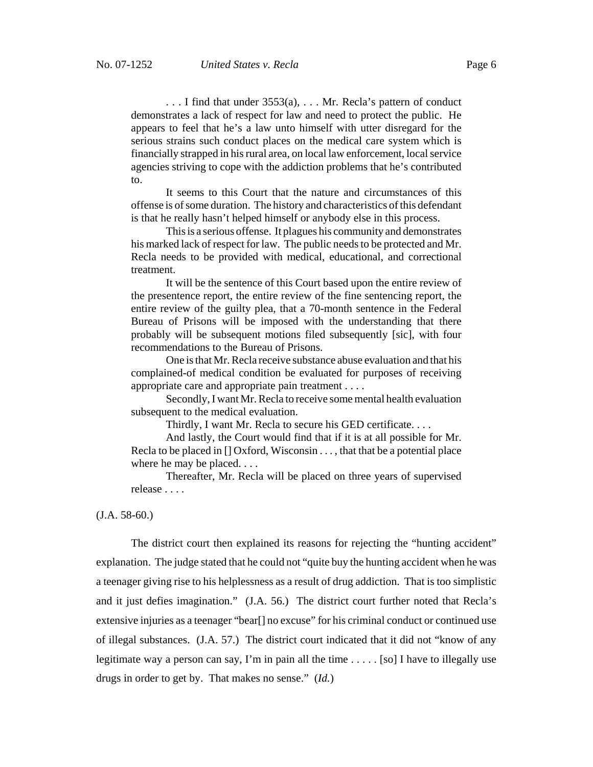> . . . I find that under 3553(a), . . . Mr. Recla's pattern of conduct demonstrates a lack of respect for law and need to protect the public. He appears to feel that he's a law unto himself with utter disregard for the serious strains such conduct places on the medical care system which is financially strapped in his rural area, on local law enforcement, local service agencies striving to cope with the addiction problems that he's contributed to.
>
> It seems to this Court that the nature and circumstances of this offense is of some duration. The history and characteristics of this defendant is that he really hasn't helped himself or anybody else in this process.
>
> This is a serious offense. It plagues his community and demonstrates his marked lack of respect for law. The public needs to be protected and Mr. Recla needs to be provided with medical, educational, and correctional treatment.
>
> It will be the sentence of this Court based upon the entire review of the presentence report, the entire review of the fine sentencing report, the entire review of the guilty plea, that a 70-month sentence in the Federal Bureau of Prisons will be imposed with the understanding that there probably will be subsequent motions filed subsequently [sic], with four recommendations to the Bureau of Prisons.
>
> One is that Mr. Recla receive substance abuse evaluation and that his complained-of medical condition be evaluated for purposes of receiving appropriate care and appropriate pain treatment . . . .
>
> Secondly, I want Mr. Recla to receive some mental health evaluation subsequent to the medical evaluation.
>
> Thirdly, I want Mr. Recla to secure his GED certificate. . . .
>
> And lastly, the Court would find that if it is at all possible for Mr. Recla to be placed in [] Oxford, Wisconsin . . . , that that be a potential place where he may be placed. . . .
>
> Thereafter, Mr. Recla will be placed on three years of supervised release . . . .

(J.A. 58-60.)

The district court then explained its reasons for rejecting the "hunting accident" explanation. The judge stated that he could not "quite buy the hunting accident when he was a teenager giving rise to his helplessness as a result of drug addiction. That is too simplistic and it just defies imagination." (J.A. 56.) The district court further noted that Recla's extensive injuries as a teenager "bear[] no excuse" for his criminal conduct or continued use of illegal substances. (J.A. 57.) The district court indicated that it did not "know of any legitimate way a person can say, I'm in pain all the time . . . . . [so] I have to illegally use drugs in order to get by. That makes no sense." (*Id.*)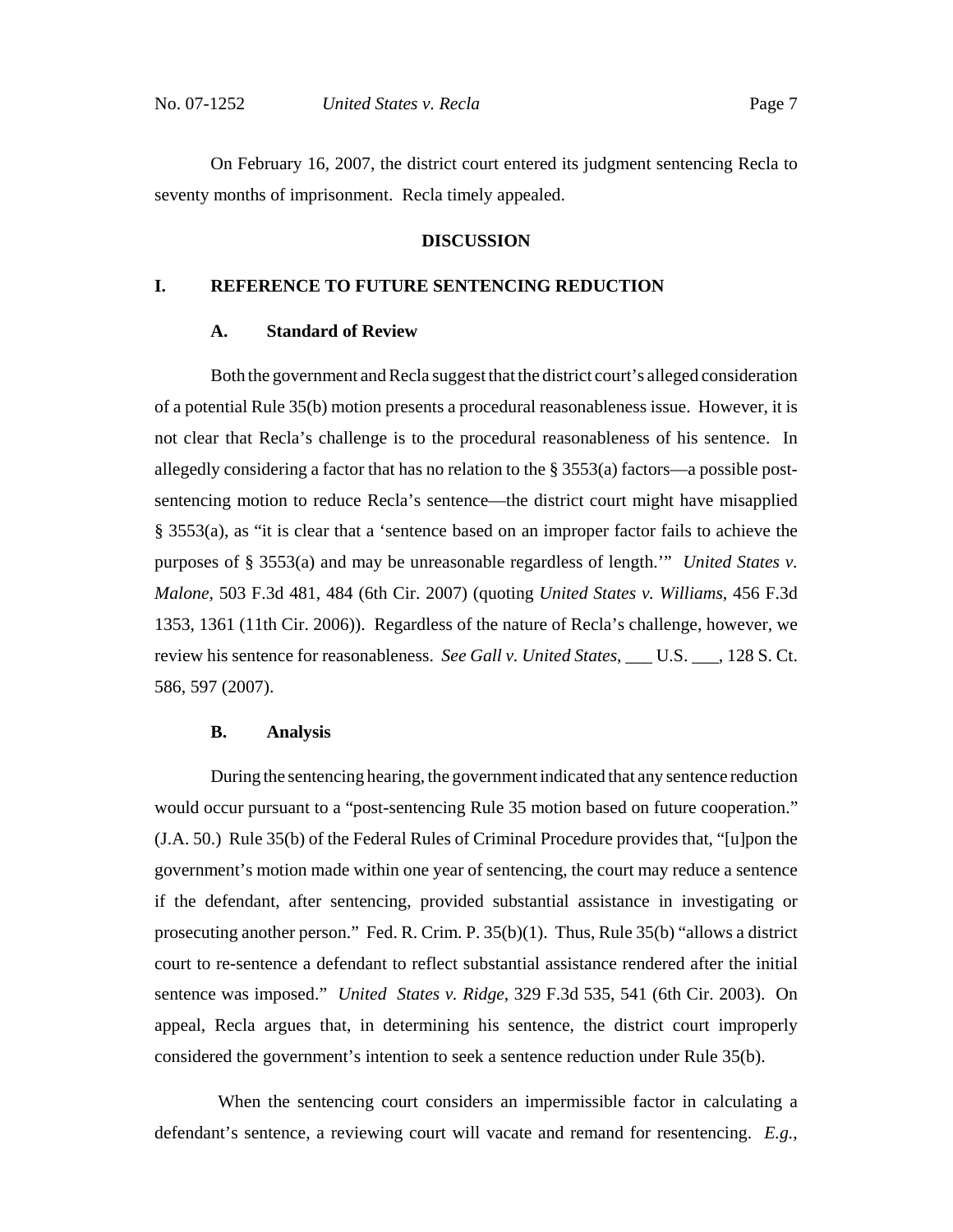On February 16, 2007, the district court entered its judgment sentencing Recla to seventy months of imprisonment. Recla timely appealed.

## DISCUSSION

### I. REFERENCE TO FUTURE SENTENCING REDUCTION

#### A. Standard of Review

Both the government and Recla suggest that the district court's alleged consideration of a potential Rule 35(b) motion presents a procedural reasonableness issue. However, it is not clear that Recla's challenge is to the procedural reasonableness of his sentence. In allegedly considering a factor that has no relation to the § 3553(a) factors—a possible post-sentencing motion to reduce Recla's sentence—the district court might have misapplied § 3553(a), as "it is clear that a 'sentence based on an improper factor fails to achieve the purposes of § 3553(a) and may be unreasonable regardless of length.'" *United States v. Malone*, 503 F.3d 481, 484 (6th Cir. 2007) (quoting *United States v. Williams*, 456 F.3d 1353, 1361 (11th Cir. 2006)). Regardless of the nature of Recla's challenge, however, we review his sentence for reasonableness. *See Gall v. United States*, ___ U.S. ___, 128 S. Ct. 586, 597 (2007).

#### B. Analysis

During the sentencing hearing, the government indicated that any sentence reduction would occur pursuant to a "post-sentencing Rule 35 motion based on future cooperation." (J.A. 50.) Rule 35(b) of the Federal Rules of Criminal Procedure provides that, "[u]pon the government's motion made within one year of sentencing, the court may reduce a sentence if the defendant, after sentencing, provided substantial assistance in investigating or prosecuting another person." Fed. R. Crim. P. 35(b)(1). Thus, Rule 35(b) "allows a district court to re-sentence a defendant to reflect substantial assistance rendered after the initial sentence was imposed." *United States v. Ridge*, 329 F.3d 535, 541 (6th Cir. 2003). On appeal, Recla argues that, in determining his sentence, the district court improperly considered the government's intention to seek a sentence reduction under Rule 35(b).

When the sentencing court considers an impermissible factor in calculating a defendant's sentence, a reviewing court will vacate and remand for resentencing. *E.g.*,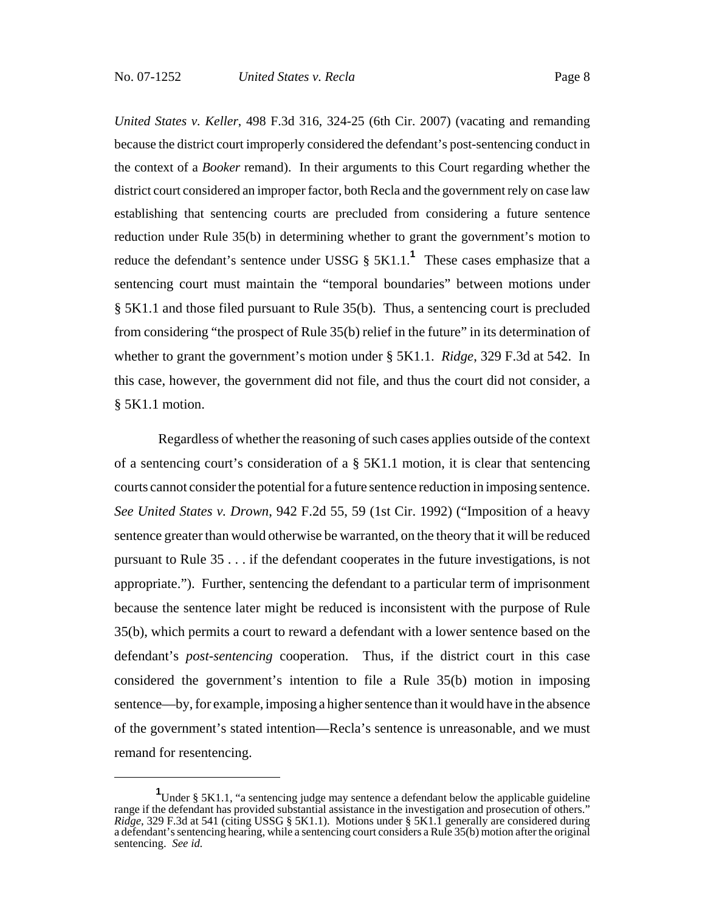*United States v. Keller*, 498 F.3d 316, 324-25 (6th Cir. 2007) (vacating and remanding because the district court improperly considered the defendant's post-sentencing conduct in the context of a *Booker* remand). In their arguments to this Court regarding whether the district court considered an improper factor, both Recla and the government rely on case law establishing that sentencing courts are precluded from considering a future sentence reduction under Rule 35(b) in determining whether to grant the government's motion to reduce the defendant's sentence under USSG § 5K1.1.[1] These cases emphasize that a sentencing court must maintain the "temporal boundaries" between motions under § 5K1.1 and those filed pursuant to Rule 35(b). Thus, a sentencing court is precluded from considering "the prospect of Rule 35(b) relief in the future" in its determination of whether to grant the government's motion under § 5K1.1. *Ridge*, 329 F.3d at 542. In this case, however, the government did not file, and thus the court did not consider, a § 5K1.1 motion.

Regardless of whether the reasoning of such cases applies outside of the context of a sentencing court's consideration of a § 5K1.1 motion, it is clear that sentencing courts cannot consider the potential for a future sentence reduction in imposing sentence. *See United States v. Drown*, 942 F.2d 55, 59 (1st Cir. 1992) ("Imposition of a heavy sentence greater than would otherwise be warranted, on the theory that it will be reduced pursuant to Rule 35 . . . if the defendant cooperates in the future investigations, is not appropriate."). Further, sentencing the defendant to a particular term of imprisonment because the sentence later might be reduced is inconsistent with the purpose of Rule 35(b), which permits a court to reward a defendant with a lower sentence based on the defendant's *post-sentencing* cooperation. Thus, if the district court in this case considered the government's intention to file a Rule 35(b) motion in imposing sentence—by, for example, imposing a higher sentence than it would have in the absence of the government's stated intention—Recla's sentence is unreasonable, and we must remand for resentencing.

---

[1] Under § 5K1.1, "a sentencing judge may sentence a defendant below the applicable guideline range if the defendant has provided substantial assistance in the investigation and prosecution of others." *Ridge*, 329 F.3d at 541 (citing USSG § 5K1.1). Motions under § 5K1.1 generally are considered during a defendant's sentencing hearing, while a sentencing court considers a Rule 35(b) motion after the original sentencing. *See id.*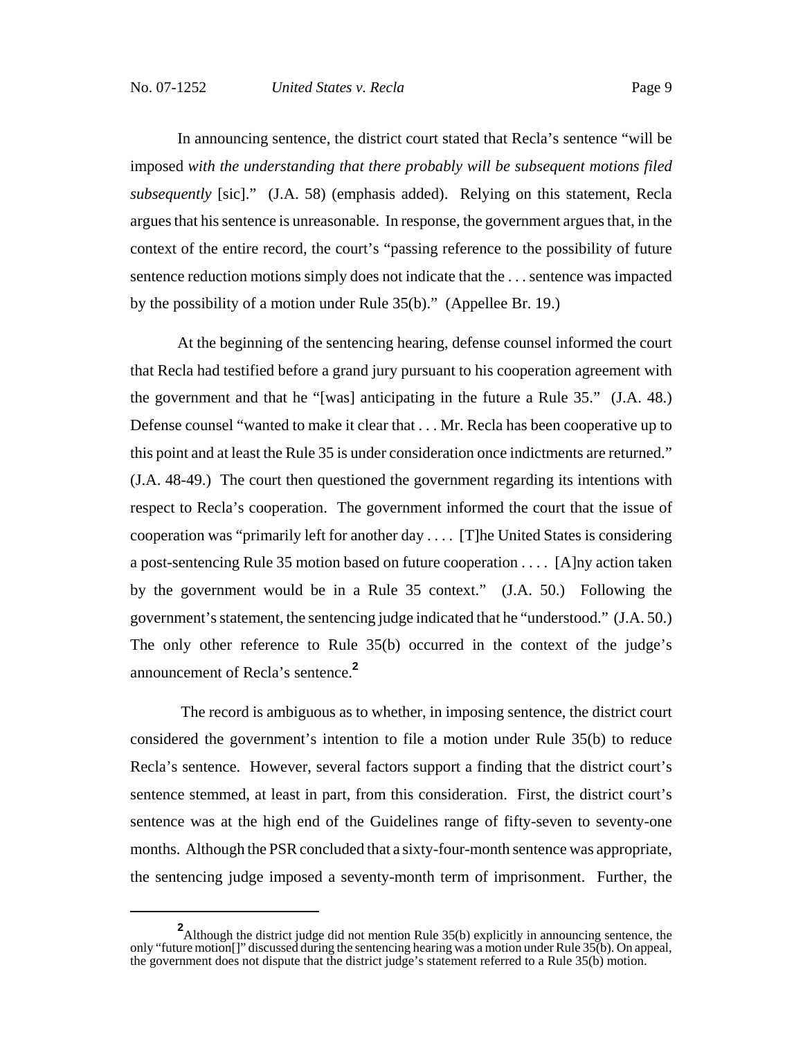In announcing sentence, the district court stated that Recla's sentence "will be imposed *with the understanding that there probably will be subsequent motions filed subsequently* [sic]." (J.A. 58) (emphasis added). Relying on this statement, Recla argues that his sentence is unreasonable. In response, the government argues that, in the context of the entire record, the court's "passing reference to the possibility of future sentence reduction motions simply does not indicate that the . . . sentence was impacted by the possibility of a motion under Rule 35(b)." (Appellee Br. 19.)

At the beginning of the sentencing hearing, defense counsel informed the court that Recla had testified before a grand jury pursuant to his cooperation agreement with the government and that he "[was] anticipating in the future a Rule 35." (J.A. 48.) Defense counsel "wanted to make it clear that . . . Mr. Recla has been cooperative up to this point and at least the Rule 35 is under consideration once indictments are returned." (J.A. 48-49.) The court then questioned the government regarding its intentions with respect to Recla's cooperation. The government informed the court that the issue of cooperation was "primarily left for another day . . . . [T]he United States is considering a post-sentencing Rule 35 motion based on future cooperation . . . . [A]ny action taken by the government would be in a Rule 35 context." (J.A. 50.) Following the government's statement, the sentencing judge indicated that he "understood." (J.A. 50.) The only other reference to Rule 35(b) occurred in the context of the judge's announcement of Recla's sentence.[2]

The record is ambiguous as to whether, in imposing sentence, the district court considered the government's intention to file a motion under Rule 35(b) to reduce Recla's sentence. However, several factors support a finding that the district court's sentence stemmed, at least in part, from this consideration. First, the district court's sentence was at the high end of the Guidelines range of fifty-seven to seventy-one months. Although the PSR concluded that a sixty-four-month sentence was appropriate, the sentencing judge imposed a seventy-month term of imprisonment. Further, the

---

[2] Although the district judge did not mention Rule 35(b) explicitly in announcing sentence, the only "future motion[]" discussed during the sentencing hearing was a motion under Rule 35(b). On appeal, the government does not dispute that the district judge's statement referred to a Rule 35(b) motion.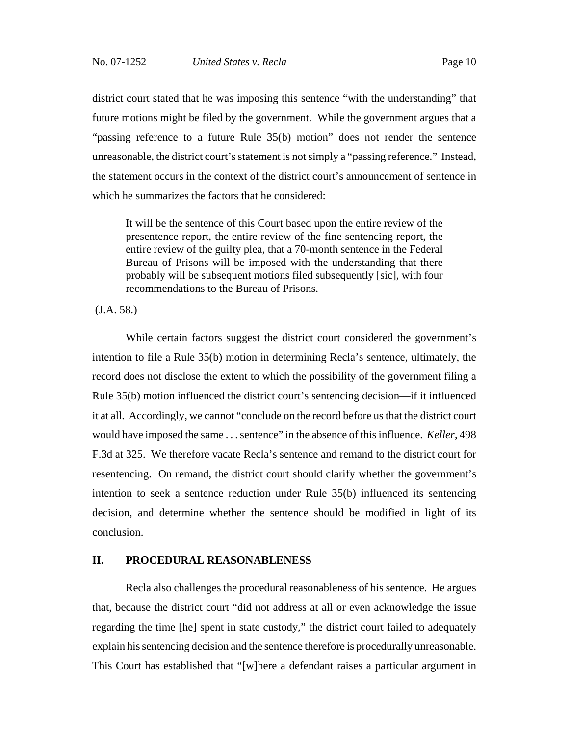district court stated that he was imposing this sentence "with the understanding" that future motions might be filed by the government. While the government argues that a "passing reference to a future Rule 35(b) motion" does not render the sentence unreasonable, the district court's statement is not simply a "passing reference." Instead, the statement occurs in the context of the district court's announcement of sentence in which he summarizes the factors that he considered:

> It will be the sentence of this Court based upon the entire review of the presentence report, the entire review of the fine sentencing report, the entire review of the guilty plea, that a 70-month sentence in the Federal Bureau of Prisons will be imposed with the understanding that there probably will be subsequent motions filed subsequently [sic], with four recommendations to the Bureau of Prisons.

(J.A. 58.)

While certain factors suggest the district court considered the government's intention to file a Rule 35(b) motion in determining Recla's sentence, ultimately, the record does not disclose the extent to which the possibility of the government filing a Rule 35(b) motion influenced the district court's sentencing decision—if it influenced it at all. Accordingly, we cannot "conclude on the record before us that the district court would have imposed the same . . . sentence" in the absence of this influence. *Keller*, 498 F.3d at 325. We therefore vacate Recla's sentence and remand to the district court for resentencing. On remand, the district court should clarify whether the government's intention to seek a sentence reduction under Rule 35(b) influenced its sentencing decision, and determine whether the sentence should be modified in light of its conclusion.

## II. PROCEDURAL REASONABLENESS

Recla also challenges the procedural reasonableness of his sentence. He argues that, because the district court "did not address at all or even acknowledge the issue regarding the time [he] spent in state custody," the district court failed to adequately explain his sentencing decision and the sentence therefore is procedurally unreasonable. This Court has established that "[w]here a defendant raises a particular argument in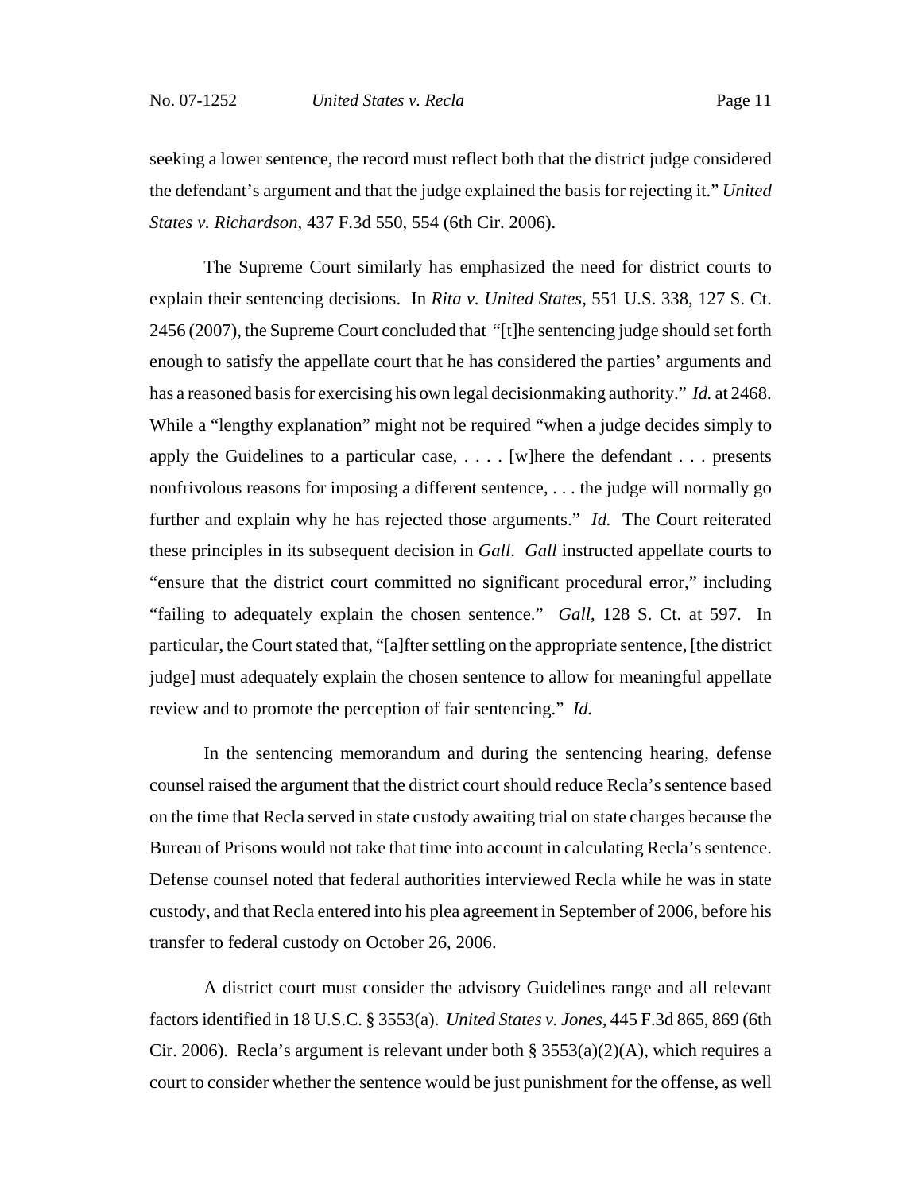seeking a lower sentence, the record must reflect both that the district judge considered the defendant's argument and that the judge explained the basis for rejecting it." *United States v. Richardson*, 437 F.3d 550, 554 (6th Cir. 2006).

The Supreme Court similarly has emphasized the need for district courts to explain their sentencing decisions. In *Rita v. United States*, 551 U.S. 338, 127 S. Ct. 2456 (2007), the Supreme Court concluded that "[t]he sentencing judge should set forth enough to satisfy the appellate court that he has considered the parties' arguments and has a reasoned basis for exercising his own legal decisionmaking authority." *Id.* at 2468. While a "lengthy explanation" might not be required "when a judge decides simply to apply the Guidelines to a particular case, . . . . [w]here the defendant . . . presents nonfrivolous reasons for imposing a different sentence, . . . the judge will normally go further and explain why he has rejected those arguments." *Id.* The Court reiterated these principles in its subsequent decision in *Gall*. *Gall* instructed appellate courts to "ensure that the district court committed no significant procedural error," including "failing to adequately explain the chosen sentence." *Gall*, 128 S. Ct. at 597. In particular, the Court stated that, "[a]fter settling on the appropriate sentence, [the district judge] must adequately explain the chosen sentence to allow for meaningful appellate review and to promote the perception of fair sentencing." *Id.*

In the sentencing memorandum and during the sentencing hearing, defense counsel raised the argument that the district court should reduce Recla's sentence based on the time that Recla served in state custody awaiting trial on state charges because the Bureau of Prisons would not take that time into account in calculating Recla's sentence. Defense counsel noted that federal authorities interviewed Recla while he was in state custody, and that Recla entered into his plea agreement in September of 2006, before his transfer to federal custody on October 26, 2006.

A district court must consider the advisory Guidelines range and all relevant factors identified in 18 U.S.C. § 3553(a). *United States v. Jones*, 445 F.3d 865, 869 (6th Cir. 2006). Recla's argument is relevant under both § 3553(a)(2)(A), which requires a court to consider whether the sentence would be just punishment for the offense, as well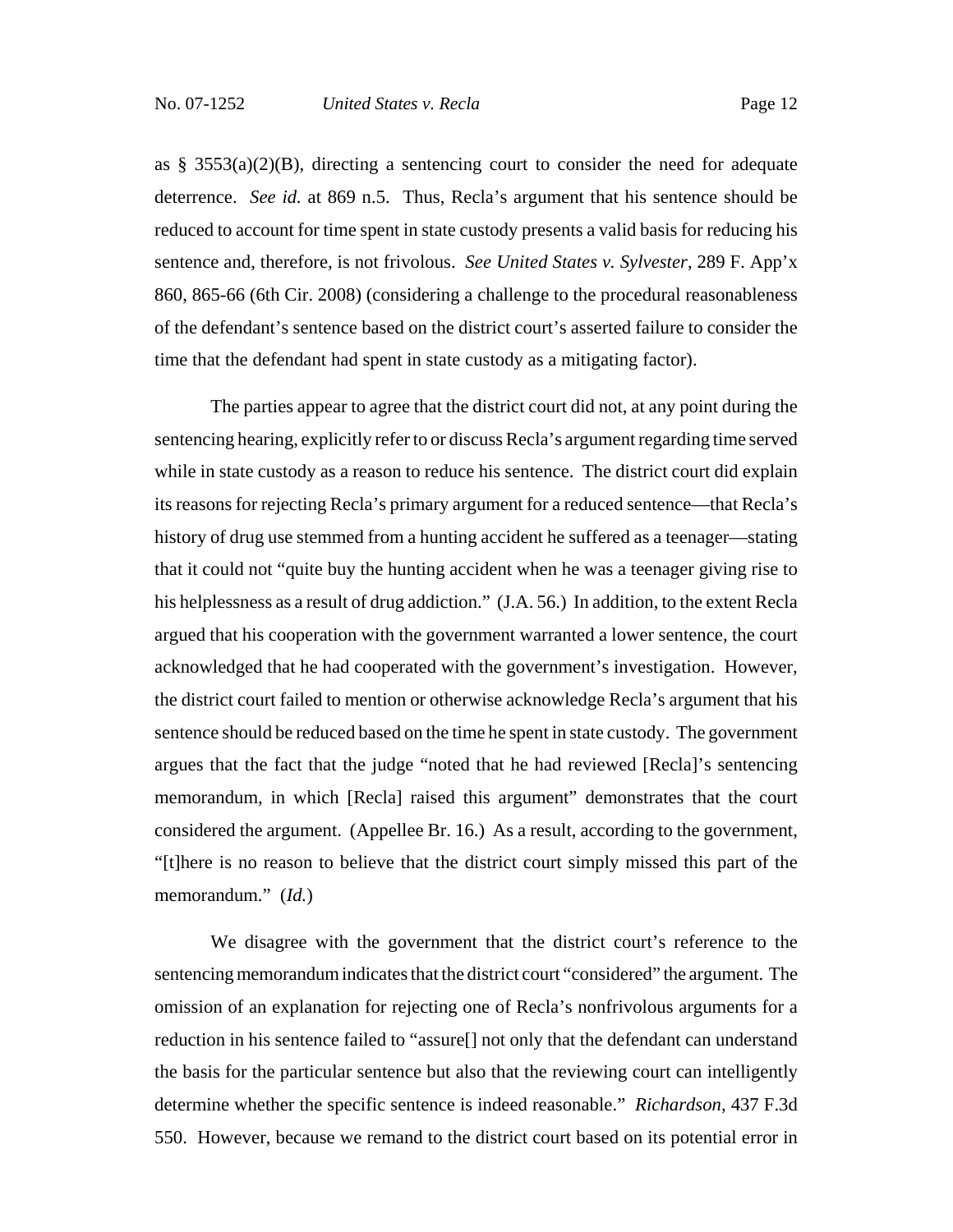as § 3553(a)(2)(B), directing a sentencing court to consider the need for adequate deterrence. *See id.* at 869 n.5. Thus, Recla's argument that his sentence should be reduced to account for time spent in state custody presents a valid basis for reducing his sentence and, therefore, is not frivolous. *See United States v. Sylvester*, 289 F. App'x 860, 865-66 (6th Cir. 2008) (considering a challenge to the procedural reasonableness of the defendant's sentence based on the district court's asserted failure to consider the time that the defendant had spent in state custody as a mitigating factor).

The parties appear to agree that the district court did not, at any point during the sentencing hearing, explicitly refer to or discuss Recla's argument regarding time served while in state custody as a reason to reduce his sentence. The district court did explain its reasons for rejecting Recla's primary argument for a reduced sentence—that Recla's history of drug use stemmed from a hunting accident he suffered as a teenager—stating that it could not "quite buy the hunting accident when he was a teenager giving rise to his helplessness as a result of drug addiction." (J.A. 56.) In addition, to the extent Recla argued that his cooperation with the government warranted a lower sentence, the court acknowledged that he had cooperated with the government's investigation. However, the district court failed to mention or otherwise acknowledge Recla's argument that his sentence should be reduced based on the time he spent in state custody. The government argues that the fact that the judge "noted that he had reviewed [Recla]'s sentencing memorandum, in which [Recla] raised this argument" demonstrates that the court considered the argument. (Appellee Br. 16.) As a result, according to the government, "[t]here is no reason to believe that the district court simply missed this part of the memorandum." (*Id.*)

We disagree with the government that the district court's reference to the sentencing memorandum indicates that the district court "considered" the argument. The omission of an explanation for rejecting one of Recla's nonfrivolous arguments for a reduction in his sentence failed to "assure[] not only that the defendant can understand the basis for the particular sentence but also that the reviewing court can intelligently determine whether the specific sentence is indeed reasonable." *Richardson*, 437 F.3d 550. However, because we remand to the district court based on its potential error in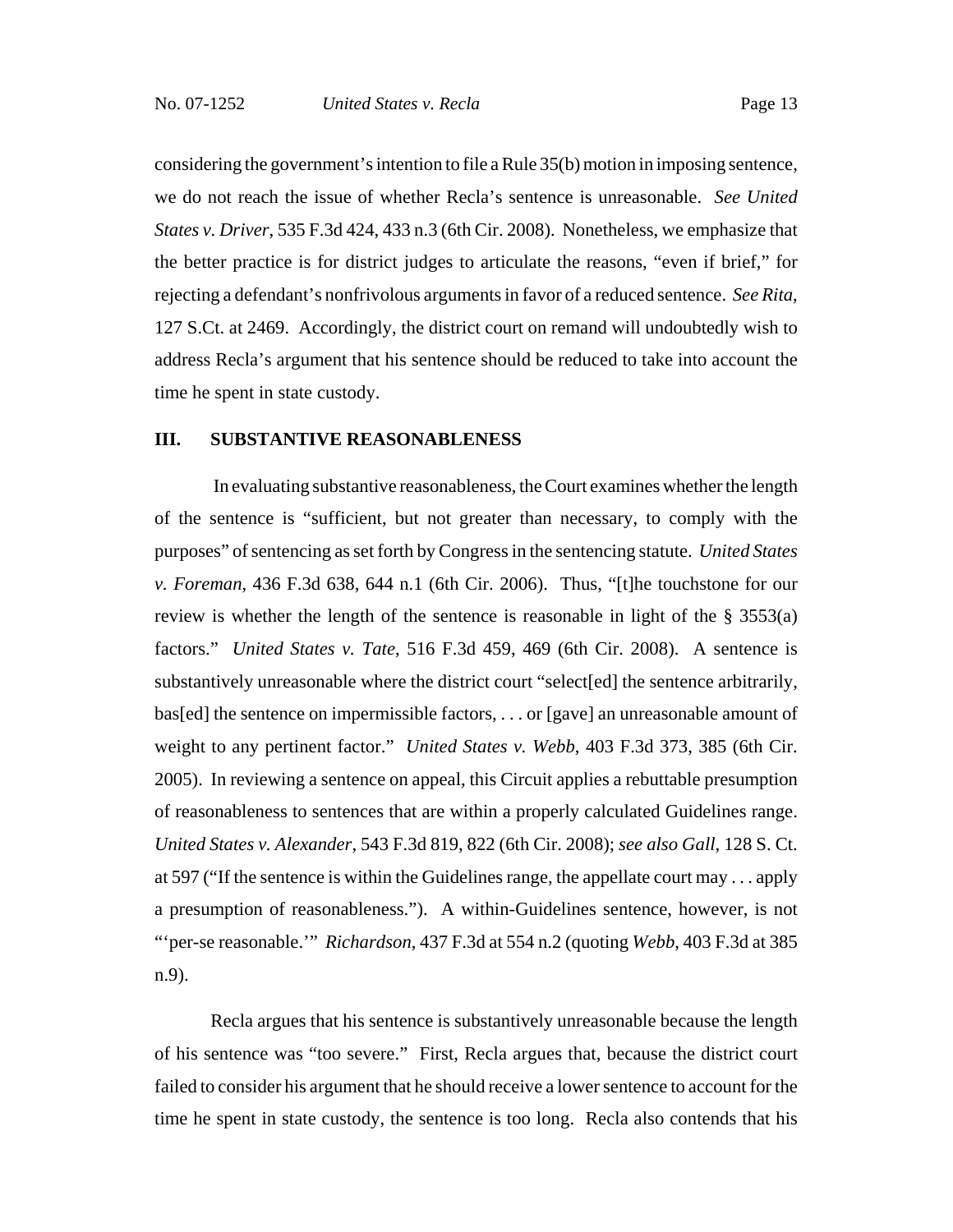considering the government's intention to file a Rule 35(b) motion in imposing sentence, we do not reach the issue of whether Recla's sentence is unreasonable. *See United States v. Driver*, 535 F.3d 424, 433 n.3 (6th Cir. 2008). Nonetheless, we emphasize that the better practice is for district judges to articulate the reasons, "even if brief," for rejecting a defendant's nonfrivolous arguments in favor of a reduced sentence. *See Rita*, 127 S.Ct. at 2469. Accordingly, the district court on remand will undoubtedly wish to address Recla's argument that his sentence should be reduced to take into account the time he spent in state custody.

## III. SUBSTANTIVE REASONABLENESS

In evaluating substantive reasonableness, the Court examines whether the length of the sentence is "sufficient, but not greater than necessary, to comply with the purposes" of sentencing as set forth by Congress in the sentencing statute. *United States v. Foreman*, 436 F.3d 638, 644 n.1 (6th Cir. 2006). Thus, "[t]he touchstone for our review is whether the length of the sentence is reasonable in light of the § 3553(a) factors." *United States v. Tate*, 516 F.3d 459, 469 (6th Cir. 2008). A sentence is substantively unreasonable where the district court "select[ed] the sentence arbitrarily, bas[ed] the sentence on impermissible factors, . . . or [gave] an unreasonable amount of weight to any pertinent factor." *United States v. Webb*, 403 F.3d 373, 385 (6th Cir. 2005). In reviewing a sentence on appeal, this Circuit applies a rebuttable presumption of reasonableness to sentences that are within a properly calculated Guidelines range. *United States v. Alexander*, 543 F.3d 819, 822 (6th Cir. 2008); *see also Gall*, 128 S. Ct. at 597 ("If the sentence is within the Guidelines range, the appellate court may . . . apply a presumption of reasonableness."). A within-Guidelines sentence, however, is not "'per-se reasonable.'" *Richardson*, 437 F.3d at 554 n.2 (quoting *Webb*, 403 F.3d at 385 n.9).

Recla argues that his sentence is substantively unreasonable because the length of his sentence was "too severe." First, Recla argues that, because the district court failed to consider his argument that he should receive a lower sentence to account for the time he spent in state custody, the sentence is too long. Recla also contends that his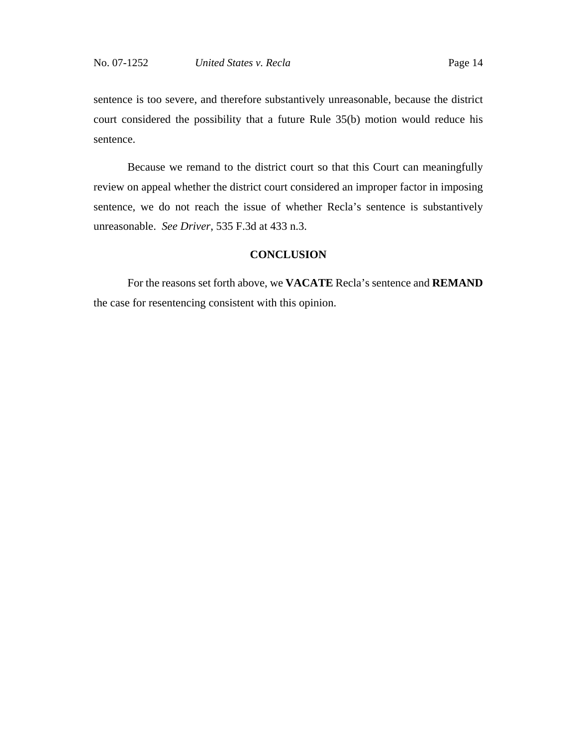sentence is too severe, and therefore substantively unreasonable, because the district court considered the possibility that a future Rule 35(b) motion would reduce his sentence.

Because we remand to the district court so that this Court can meaningfully review on appeal whether the district court considered an improper factor in imposing sentence, we do not reach the issue of whether Recla's sentence is substantively unreasonable. *See Driver*, 535 F.3d at 433 n.3.

## CONCLUSION

For the reasons set forth above, we **VACATE** Recla's sentence and **REMAND** the case for resentencing consistent with this opinion.